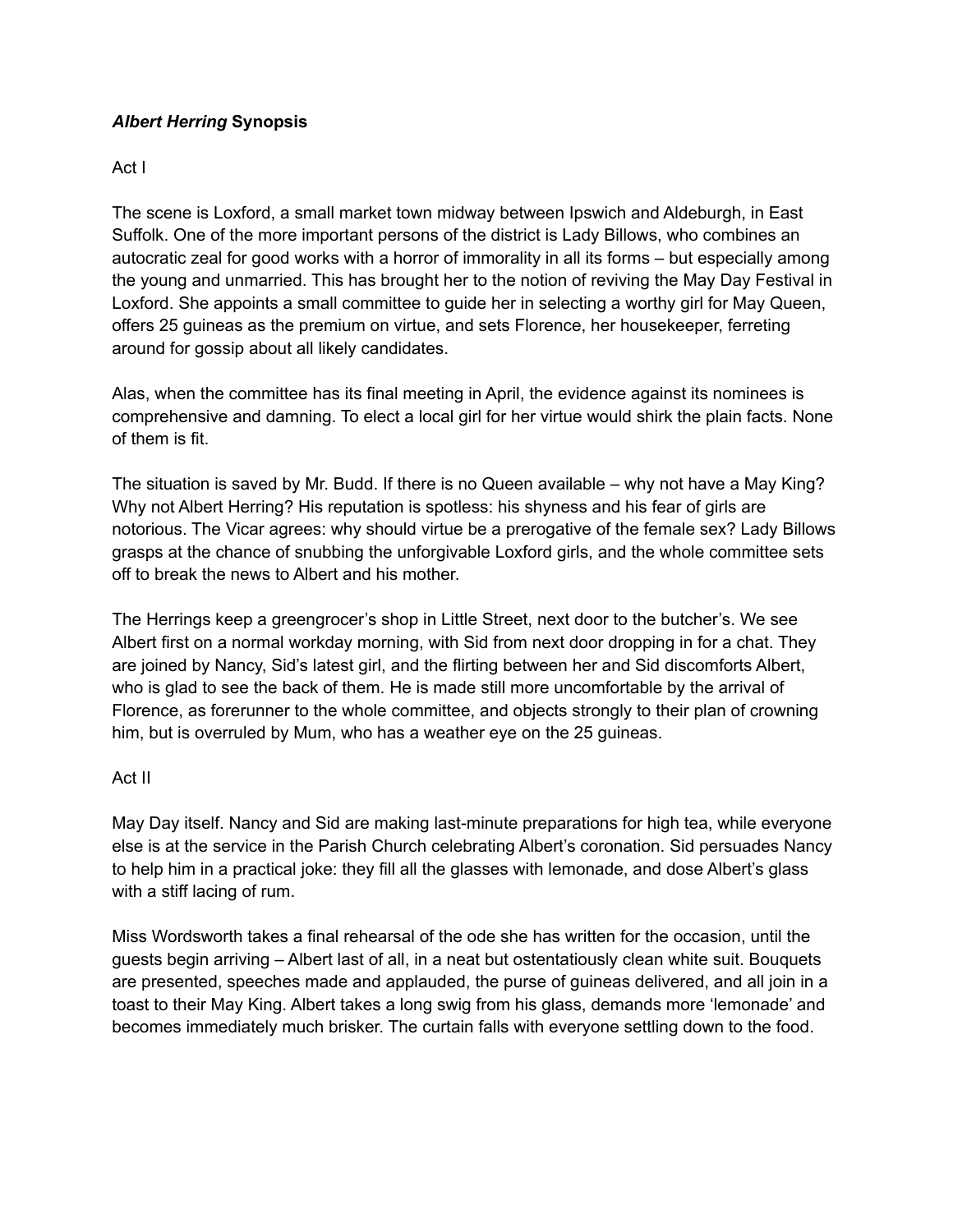# *Albert Herring* Synopsis

## Act I

The scene is Loxford, a small market town midway between Ipswich and Aldeburgh, in East Suffolk. One of the more important persons of the district is Lady Billows, who combines an autocratic zeal for good works with a horror of immorality in all its forms – but especially among the young and unmarried. This has brought her to the notion of reviving the May Day Festival in Loxford. She appoints a small committee to guide her in selecting a worthy girl for May Queen, offers 25 guineas as the premium on virtue, and sets Florence, her housekeeper, ferreting around for gossip about all likely candidates.

Alas, when the committee has its final meeting in April, the evidence against its nominees is comprehensive and damning. To elect a local girl for her virtue would shirk the plain facts. None of them is fit.

The situation is saved by Mr. Budd. If there is no Queen available – why not have a May King? Why not Albert Herring? His reputation is spotless: his shyness and his fear of girls are notorious. The Vicar agrees: why should virtue be a prerogative of the female sex? Lady Billows grasps at the chance of snubbing the unforgivable Loxford girls, and the whole committee sets off to break the news to Albert and his mother.

The Herrings keep a greengrocer's shop in Little Street, next door to the butcher's. We see Albert first on a normal workday morning, with Sid from next door dropping in for a chat. They are joined by Nancy, Sid's latest girl, and the flirting between her and Sid discomforts Albert, who is glad to see the back of them. He is made still more uncomfortable by the arrival of Florence, as forerunner to the whole committee, and objects strongly to their plan of crowning him, but is overruled by Mum, who has a weather eye on the 25 guineas.

## Act II

May Day itself. Nancy and Sid are making last-minute preparations for high tea, while everyone else is at the service in the Parish Church celebrating Albert's coronation. Sid persuades Nancy to help him in a practical joke: they fill all the glasses with lemonade, and dose Albert's glass with a stiff lacing of rum.

Miss Wordsworth takes a final rehearsal of the ode she has written for the occasion, until the guests begin arriving – Albert last of all, in a neat but ostentatiously clean white suit. Bouquets are presented, speeches made and applauded, the purse of guineas delivered, and all join in a toast to their May King. Albert takes a long swig from his glass, demands more 'lemonade' and becomes immediately much brisker. The curtain falls with everyone settling down to the food.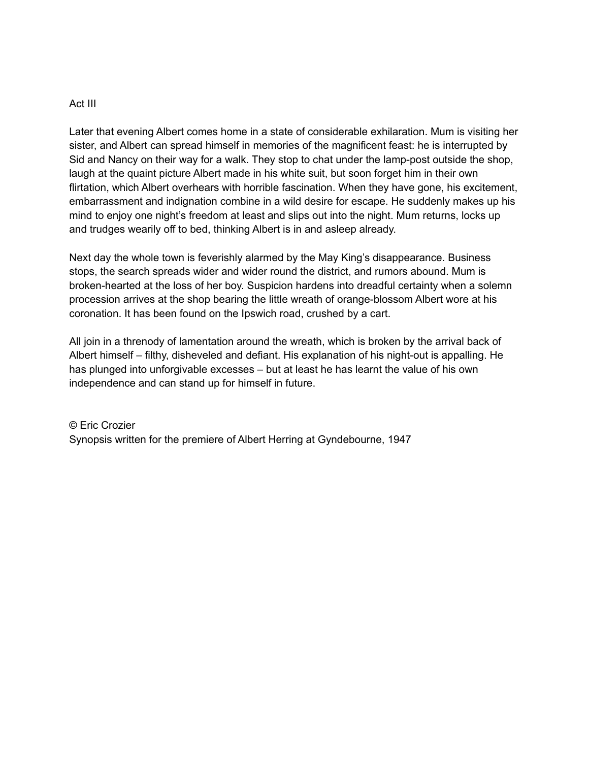## Act III

Later that evening Albert comes home in a state of considerable exhilaration. Mum is visiting her sister, and Albert can spread himself in memories of the magnificent feast: he is interrupted by Sid and Nancy on their way for a walk. They stop to chat under the lamp-post outside the shop, laugh at the quaint picture Albert made in his white suit, but soon forget him in their own flirtation, which Albert overhears with horrible fascination. When they have gone, his excitement, embarrassment and indignation combine in a wild desire for escape. He suddenly makes up his mind to enjoy one night's freedom at least and slips out into the night. Mum returns, locks up and trudges wearily off to bed, thinking Albert is in and asleep already.

Next day the whole town is feverishly alarmed by the May King's disappearance. Business stops, the search spreads wider and wider round the district, and rumors abound. Mum is broken-hearted at the loss of her boy. Suspicion hardens into dreadful certainty when a solemn procession arrives at the shop bearing the little wreath of orange-blossom Albert wore at his coronation. It has been found on the Ipswich road, crushed by a cart.

All join in a threnody of lamentation around the wreath, which is broken by the arrival back of Albert himself – filthy, disheveled and defiant. His explanation of his night-out is appalling. He has plunged into unforgivable excesses – but at least he has learnt the value of his own independence and can stand up for himself in future.

© Eric Crozier
Synopsis written for the premiere of Albert Herring at Gyndebourne, 1947